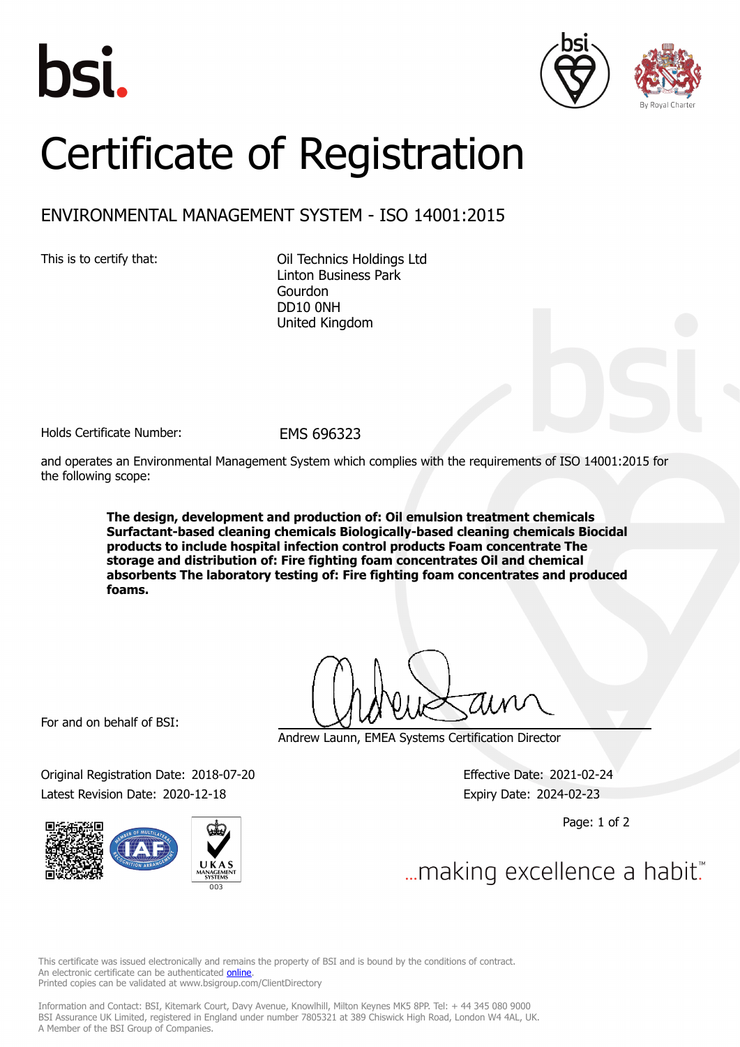bsi.

By Royal Charter

# Certificate of Registration

## ENVIRONMENTAL MANAGEMENT SYSTEM - ISO 14001:2015

This is to certify that:

Oil Technics Holdings Ltd
Linton Business Park
Gourdon
DD10 0NH
United Kingdom

Holds Certificate Number: EMS 696323

and operates an Environmental Management System which complies with the requirements of ISO 14001:2015 for the following scope:

**The design, development and production of: Oil emulsion treatment chemicals Surfactant-based cleaning chemicals Biologically-based cleaning chemicals Biocidal products to include hospital infection control products Foam concentrate The storage and distribution of: Fire fighting foam concentrates Oil and chemical absorbents The laboratory testing of: Fire fighting foam concentrates and produced foams.**

For and on behalf of BSI:

Andrew Launn, EMEA Systems Certification Director

Original Registration Date: 2018-07-20

Latest Revision Date: 2020-12-18

Effective Date: 2021-02-24

Expiry Date: 2024-02-23

UKAS MANAGEMENT SYSTEMS 003

...making excellence a habit.™

This certificate was issued electronically and remains the property of BSI and is bound by the conditions of contract.
An electronic certificate can be authenticated online.
Printed copies can be validated at www.bsigroup.com/ClientDirectory

Information and Contact: BSI, Kitemark Court, Davy Avenue, Knowlhill, Milton Keynes MK5 8PP. Tel: + 44 345 080 9000
BSI Assurance UK Limited, registered in England under number 7805321 at 389 Chiswick High Road, London W4 4AL, UK.
A Member of the BSI Group of Companies.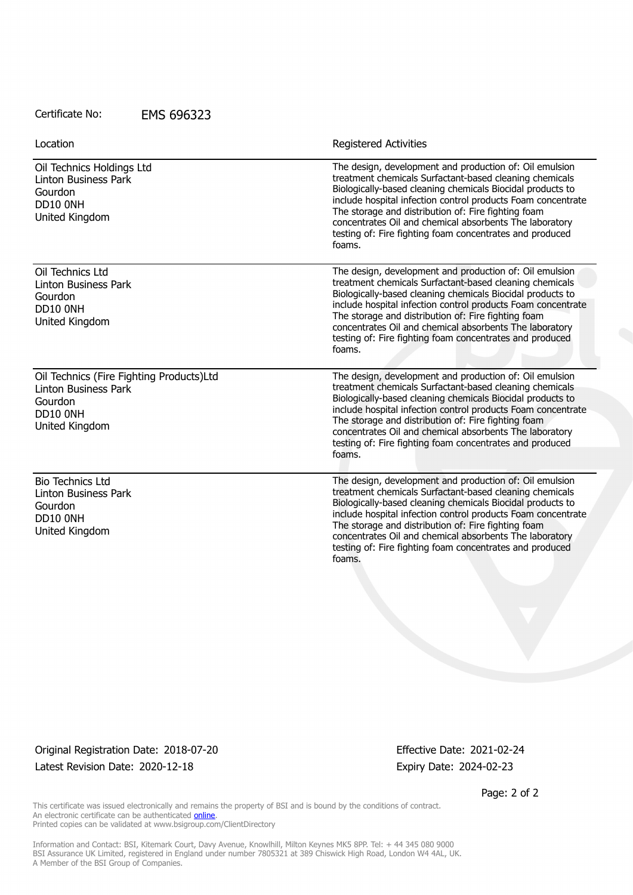Certificate No: EMS 696323

| Location | Registered Activities |
| --- | --- |
| Oil Technics Holdings Ltd<br>Linton Business Park<br>Gourdon<br>DD10 0NH<br>United Kingdom | The design, development and production of: Oil emulsion treatment chemicals Surfactant-based cleaning chemicals Biologically-based cleaning chemicals Biocidal products to include hospital infection control products Foam concentrate The storage and distribution of: Fire fighting foam concentrates Oil and chemical absorbents The laboratory testing of: Fire fighting foam concentrates and produced foams. |
| Oil Technics Ltd<br>Linton Business Park<br>Gourdon<br>DD10 0NH<br>United Kingdom | The design, development and production of: Oil emulsion treatment chemicals Surfactant-based cleaning chemicals Biologically-based cleaning chemicals Biocidal products to include hospital infection control products Foam concentrate The storage and distribution of: Fire fighting foam concentrates Oil and chemical absorbents The laboratory testing of: Fire fighting foam concentrates and produced foams. |
| Oil Technics (Fire Fighting Products)Ltd<br>Linton Business Park<br>Gourdon<br>DD10 0NH<br>United Kingdom | The design, development and production of: Oil emulsion treatment chemicals Surfactant-based cleaning chemicals Biologically-based cleaning chemicals Biocidal products to include hospital infection control products Foam concentrate The storage and distribution of: Fire fighting foam concentrates Oil and chemical absorbents The laboratory testing of: Fire fighting foam concentrates and produced foams. |
| Bio Technics Ltd<br>Linton Business Park<br>Gourdon<br>DD10 0NH<br>United Kingdom | The design, development and production of: Oil emulsion treatment chemicals Surfactant-based cleaning chemicals Biologically-based cleaning chemicals Biocidal products to include hospital infection control products Foam concentrate The storage and distribution of: Fire fighting foam concentrates Oil and chemical absorbents The laboratory testing of: Fire fighting foam concentrates and produced foams. |

Original Registration Date: 2018-07-20

Latest Revision Date: 2020-12-18

Effective Date: 2021-02-24

Expiry Date: 2024-02-23

This certificate was issued electronically and remains the property of BSI and is bound by the conditions of contract.
An electronic certificate can be authenticated online.
Printed copies can be validated at www.bsigroup.com/ClientDirectory

Information and Contact: BSI, Kitemark Court, Davy Avenue, Knowlhill, Milton Keynes MK5 8PP. Tel: + 44 345 080 9000
BSI Assurance UK Limited, registered in England under number 7805321 at 389 Chiswick High Road, London W4 4AL, UK.
A Member of the BSI Group of Companies.